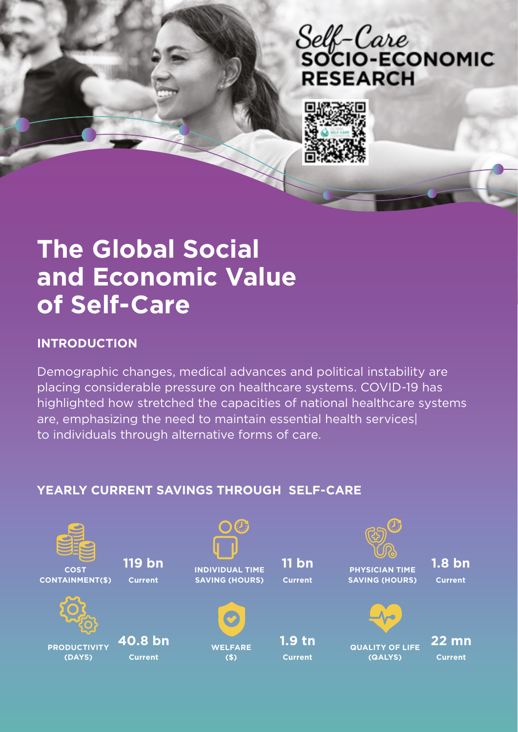Self-Care
SOCIO-ECONOMIC
RESEARCH

# The Global Social and Economic Value of Self-Care

## INTRODUCTION

Demographic changes, medical advances and political instability are placing considerable pressure on healthcare systems. COVID-19 has highlighted how stretched the capacities of national healthcare systems are, emphasizing the need to maintain essential health services| to individuals through alternative forms of care.

## YEARLY CURRENT SAVINGS THROUGH SELF-CARE

| Measure | Value |
| --- | --- |
| COST CONTAINMENT($) | 119 bn Current |
| INDIVIDUAL TIME SAVING (HOURS) | 11 bn Current |
| PHYSICIAN TIME SAVING (HOURS) | 1.8 bn Current |
| PRODUCTIVITY (DAYS) | 40.8 bn Current |
| WELFARE ($) | 1.9 tn Current |
| QUALITY OF LIFE (QALYS) | 22 mn Current |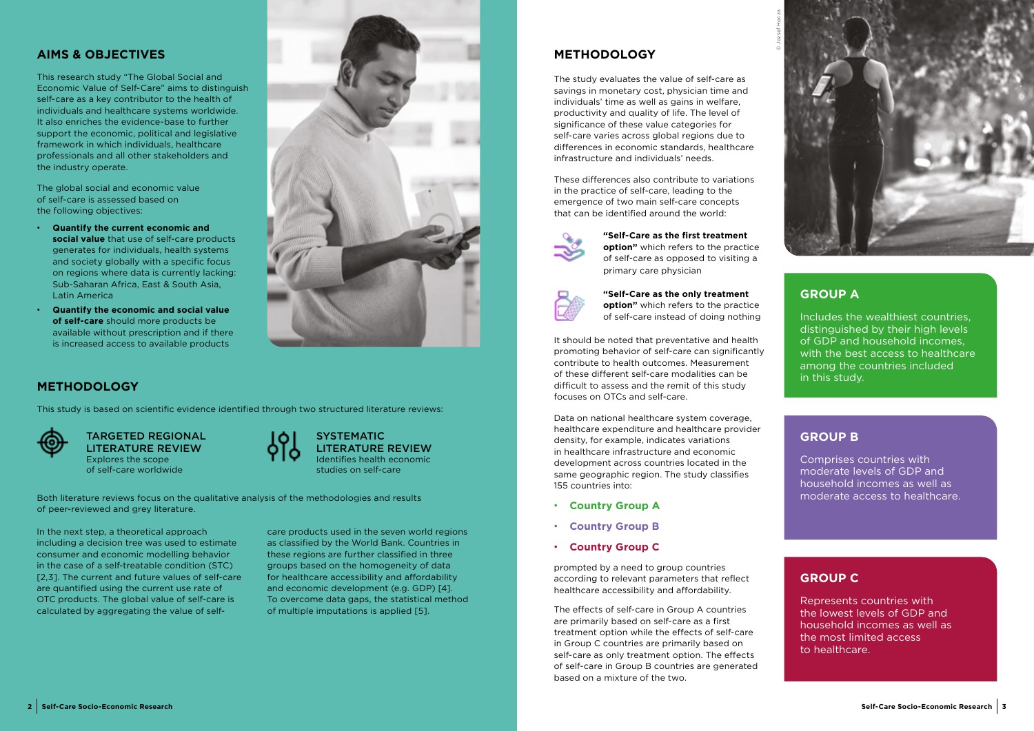## AIMS & OBJECTIVES

This research study "The Global Social and Economic Value of Self-Care" aims to distinguish self-care as a key contributor to the health of individuals and healthcare systems worldwide. It also enriches the evidence-base to further support the economic, political and legislative framework in which individuals, healthcare professionals and all other stakeholders and the industry operate.

The global social and economic value of self-care is assessed based on the following objectives:

- **Quantify the current economic and social value** that use of self-care products generates for individuals, health systems and society globally with a specific focus on regions where data is currently lacking: Sub-Saharan Africa, East & South Asia, Latin America
- **Quantify the economic and social value of self-care** should more products be available without prescription and if there is increased access to available products

## METHODOLOGY

This study is based on scientific evidence identified through two structured literature reviews:

**TARGETED REGIONAL LITERATURE REVIEW**
Explores the scope of self-care worldwide

**SYSTEMATIC LITERATURE REVIEW**
Identifies health economic studies on self-care

Both literature reviews focus on the qualitative analysis of the methodologies and results of peer-reviewed and grey literature.

In the next step, a theoretical approach including a decision tree was used to estimate consumer and economic modelling behavior in the case of a self-treatable condition (STC) [2,3]. The current and future values of self-care are quantified using the current use rate of OTC products. The global value of self-care is calculated by aggregating the value of self-care products used in the seven world regions as classified by the World Bank. Countries in these regions are further classified in three groups based on the homogeneity of data for healthcare accessibility and affordability and economic development (e.g. GDP) [4]. To overcome data gaps, the statistical method of multiple imputations is applied [5].

## METHODOLOGY

The study evaluates the value of self-care as savings in monetary cost, physician time and individuals' time as well as gains in welfare, productivity and quality of life. The level of significance of these value categories for self-care varies across global regions due to differences in economic standards, healthcare infrastructure and individuals' needs.

These differences also contribute to variations in the practice of self-care, leading to the emergence of two main self-care concepts that can be identified around the world:

**"Self-Care as the first treatment option"** which refers to the practice of self-care as opposed to visiting a primary care physician

**"Self-Care as the only treatment option"** which refers to the practice of self-care instead of doing nothing

It should be noted that preventative and health promoting behavior of self-care can significantly contribute to health outcomes. Measurement of these different self-care modalities can be difficult to assess and the remit of this study focuses on OTCs and self-care.

Data on national healthcare system coverage, healthcare expenditure and healthcare provider density, for example, indicates variations in healthcare infrastructure and economic development across countries located in the same geographic region. The study classifies 155 countries into:

- **Country Group A**
- **Country Group B**
- **Country Group C**

prompted by a need to group countries according to relevant parameters that reflect healthcare accessibility and affordability.

The effects of self-care in Group A countries are primarily based on self-care as a first treatment option while the effects of self-care in Group C countries are primarily based on self-care as only treatment option. The effects of self-care in Group B countries are generated based on a mixture of the two.

© Jozsef Hocza

### GROUP A

Includes the wealthiest countries, distinguished by their high levels of GDP and household incomes, with the best access to healthcare among the countries included in this study.

### GROUP B

Comprises countries with moderate levels of GDP and household incomes as well as moderate access to healthcare.

### GROUP C

Represents countries with the lowest levels of GDP and household incomes as well as the most limited access to healthcare.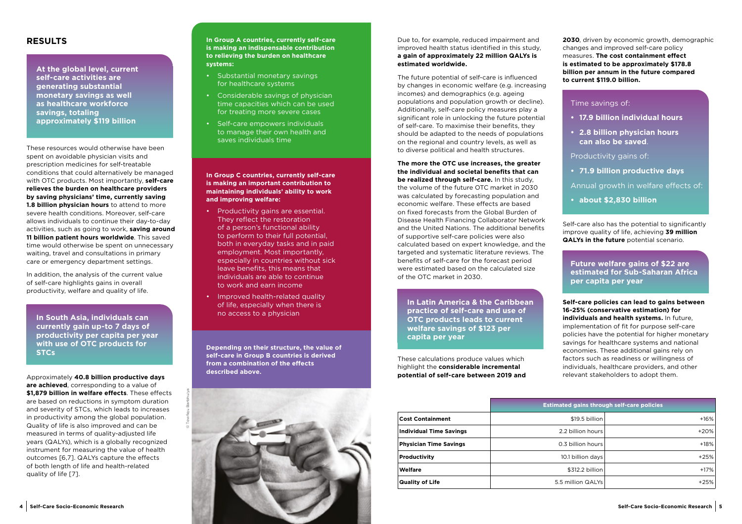## RESULTS

**At the global level, current self-care activities are generating substantial monetary savings as well as healthcare workforce savings, totaling approximately $119 billion**

These resources would otherwise have been spent on avoidable physician visits and prescription medicines for self-treatable conditions that could alternatively be managed with OTC products. Most importantly, **self-care relieves the burden on healthcare providers by saving physicians' time, currently saving 1.8 billion physician hours** to attend to more severe health conditions. Moreover, self-care allows individuals to continue their day-to-day activities, such as going to work, **saving around 11 billion patient hours worldwide**. This saved time would otherwise be spent on unnecessary waiting, travel and consultations in primary care or emergency department settings.

In addition, the analysis of the current value of self-care highlights gains in overall productivity, welfare and quality of life.

**In South Asia, individuals can currently gain up-to 7 days of productivity per capita per year with use of OTC products for STCs**

Approximately **40.8 billion productive days are achieved**, corresponding to a value of **$1,879 billion in welfare effects**. These effects are based on reductions in symptom duration and severity of STCs, which leads to increases in productivity among the global population. Quality of life is also improved and can be measured in terms of quality-adjusted life years (QALYs), which is a globally recognized instrument for measuring the value of health outcomes [6,7]. QALYs capture the effects of both length of life and health-related quality of life [7].

**In Group A countries, currently self-care is making an indispensable contribution to relieving the burden on healthcare systems:**

- Substantial monetary savings for healthcare systems
- Considerable savings of physician time capacities which can be used for treating more severe cases
- Self-care empowers individuals to manage their own health and saves individuals time

**In Group C countries, currently self-care is making an important contribution to maintaining individuals' ability to work and improving welfare:**

- Productivity gains are essential. They reflect the restoration of a person's functional ability to perform to their full potential, both in everyday tasks and in paid employment. Most importantly, especially in countries without sick leave benefits, this means that individuals are able to continue to work and earn income
- Improved health-related quality of life, especially when there is no access to a physician

**Depending on their structure, the value of self-care in Group B countries is derived from a combination of the effects described above.**

© Towfiqu Barbhuiya

Due to, for example, reduced impairment and improved health status identified in this study, **a gain of approximately 22 million QALYs is estimated worldwide.**

The future potential of self-care is influenced by changes in economic welfare (e.g. increasing incomes) and demographics (e.g. ageing populations and population growth or decline). Additionally, self-care policy measures play a significant role in unlocking the future potential of self-care. To maximise their benefits, they should be adapted to the needs of populations on the regional and country levels, as well as to diverse political and health structures.

**The more the OTC use increases, the greater the individual and societal benefits that can be realized through self-care.** In this study, the volume of the future OTC market in 2030 was calculated by forecasting population and economic welfare. These effects are based on fixed forecasts from the Global Burden of Disease Health Financing Collaborator Network and the United Nations. The additional benefits of supportive self-care policies were also calculated based on expert knowledge, and the targeted and systematic literature reviews. The benefits of self-care for the forecast period were estimated based on the calculated size of the OTC market in 2030.

**In Latin America & the Caribbean practice of self-care and use of OTC products leads to current welfare savings of $123 per capita per year**

These calculations produce values which highlight the **considerable incremental potential of self-care between 2019 and 2030**, driven by economic growth, demographic changes and improved self-care policy measures. **The cost containment effect is estimated to be approximately $178.8 billion per annum in the future compared to current $119.0 billion.**

Time savings of:

- **17.9 billion individual hours**
- **2.8 billion physician hours can also be saved**.

Productivity gains of:

- **71.9 billion productive days**

Annual growth in welfare effects of:

- **about $2,830 billion**

Self-care also has the potential to significantly improve quality of life, achieving **39 million QALYs in the future** potential scenario.

**Future welfare gains of $22 are estimated for Sub-Saharan Africa per capita per year**

**Self-care policies can lead to gains between 16-25% (conservative estimation) for individuals and health systems.** In future, implementation of fit for purpose self-care policies have the potential for higher monetary savings for healthcare systems and national economies. These additional gains rely on factors such as readiness or willingness of individuals, healthcare providers, and other relevant stakeholders to adopt them.

| | Estimated gains through self-care policies | |
|---|---|---|
| **Cost Containment** | $19.5 billion | +16% |
| **Individual Time Savings** | 2.2 billion hours | +20% |
| **Physician Time Savings** | 0.3 billion hours | +18% |
| **Productivity** | 10.1 billion days | +25% |
| **Welfare** | $312.2 billion | +17% |
| **Quality of Life** | 5.5 million QALYs | +25% |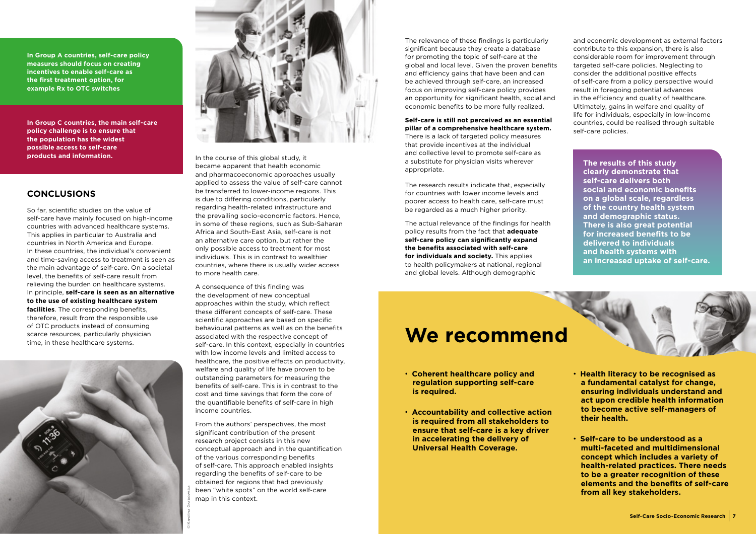**In Group A countries, self-care policy measures should focus on creating incentives to enable self-care as the first treatment option, for example Rx to OTC switches**

**In Group C countries, the main self-care policy challenge is to ensure that the population has the widest possible access to self-care products and information.**

## CONCLUSIONS

So far, scientific studies on the value of self-care have mainly focused on high-income countries with advanced healthcare systems. This applies in particular to Australia and countries in North America and Europe. In these countries, the individual's convenient and time-saving access to treatment is seen as the main advantage of self-care. On a societal level, the benefits of self-care result from relieving the burden on healthcare systems. In principle, **self-care is seen as an alternative to the use of existing healthcare system facilities**. The corresponding benefits, therefore, result from the responsible use of OTC products instead of consuming scarce resources, particularly physician time, in these healthcare systems.

In the course of this global study, it became apparent that health economic and pharmacoeconomic approaches usually applied to assess the value of self-care cannot be transferred to lower-income regions. This is due to differing conditions, particularly regarding health-related infrastructure and the prevailing socio-economic factors. Hence, in some of these regions, such as Sub-Saharan Africa and South-East Asia, self-care is not an alternative care option, but rather the only possible access to treatment for most individuals. This is in contrast to wealthier countries, where there is usually wider access to more health care.

A consequence of this finding was the development of new conceptual approaches within the study, which reflect these different concepts of self-care. These scientific approaches are based on specific behavioural patterns as well as on the benefits associated with the respective concept of self-care. In this context, especially in countries with low income levels and limited access to healthcare, the positive effects on productivity, welfare and quality of life have proven to be outstanding parameters for measuring the benefits of self-care. This is in contrast to the cost and time savings that form the core of the quantifiable benefits of self-care in high income countries.

From the authors' perspectives, the most significant contribution of the present research project consists in this new conceptual approach and in the quantification of the various corresponding benefits of self-care. This approach enabled insights regarding the benefits of self-care to be obtained for regions that had previously been "white spots" on the world self-care map in this context.

The relevance of these findings is particularly significant because they create a database for promoting the topic of self-care at the global and local level. Given the proven benefits and efficiency gains that have been and can be achieved through self-care, an increased focus on improving self-care policy provides an opportunity for significant health, social and economic benefits to be more fully realized.

**Self-care is still not perceived as an essential pillar of a comprehensive healthcare system.** There is a lack of targeted policy measures that provide incentives at the individual and collective level to promote self-care as a substitute for physician visits wherever appropriate.

The research results indicate that, especially for countries with lower income levels and poorer access to health care, self-care must be regarded as a much higher priority.

The actual relevance of the findings for health policy results from the fact that **adequate self-care policy can significantly expand the benefits associated with self-care for individuals and society.** This applies to health policymakers at national, regional and global levels. Although demographic and economic development as external factors contribute to this expansion, there is also considerable room for improvement through targeted self-care policies. Neglecting to consider the additional positive effects of self-care from a policy perspective would result in foregoing potential advances in the efficiency and quality of healthcare. Ultimately, gains in welfare and quality of life for individuals, especially in low-income countries, could be realised through suitable self-care policies.

**The results of this study clearly demonstrate that self-care delivers both social and economic benefits on a global scale, regardless of the country health system and demographic status. There is also great potential for increased benefits to be delivered to individuals and health systems with an increased uptake of self-care.**

# We recommend

- **Coherent healthcare policy and regulation supporting self-care is required.**
- **Accountability and collective action is required from all stakeholders to ensure that self-care is a key driver in accelerating the delivery of Universal Health Coverage.**
- **Health literacy to be recognised as a fundamental catalyst for change, ensuring individuals understand and act upon credible health information to become active self-managers of their health.**
- **Self-care to be understood as a multi-faceted and multidimensional concept which includes a variety of health-related practices. There needs to be a greater recognition of these elements and the benefits of self-care from all key stakeholders.**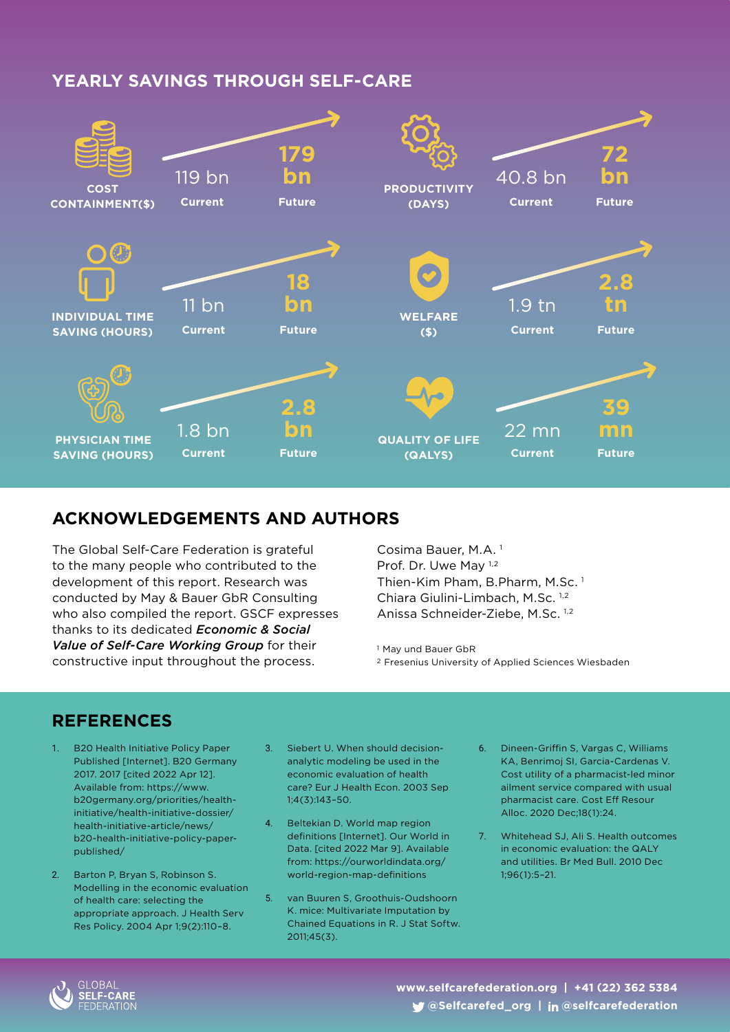## YEARLY SAVINGS THROUGH SELF-CARE

COST CONTAINMENT($)
119 bn
Current
179 bn
Future

PRODUCTIVITY (DAYS)
40.8 bn
Current
72 bn
Future

INDIVIDUAL TIME SAVING (HOURS)
11 bn
Current
18 bn
Future

WELFARE ($)
1.9 tn
Current
2.8 tn
Future

PHYSICIAN TIME SAVING (HOURS)
1.8 bn
Current
2.8 bn
Future

QUALITY OF LIFE (QALYS)
22 mn
Current
39 mn
Future

## ACKNOWLEDGEMENTS AND AUTHORS

The Global Self-Care Federation is grateful to the many people who contributed to the development of this report. Research was conducted by May & Bauer GbR Consulting who also compiled the report. GSCF expresses thanks to its dedicated ***Economic & Social Value of Self-Care Working Group*** for their constructive input throughout the process.

Cosima Bauer, M.A. [1]
Prof. Dr. Uwe May [1,2]
Thien-Kim Pham, B.Pharm, M.Sc. [1]
Chiara Giulini-Limbach, M.Sc. [1,2]
Anissa Schneider-Ziebe, M.Sc. [1,2]

[1] May und Bauer GbR
[2] Fresenius University of Applied Sciences Wiesbaden

## REFERENCES

1. B20 Health Initiative Policy Paper Published [Internet]. B20 Germany 2017. 2017 [cited 2022 Apr 12]. Available from: https://www.b20germany.org/priorities/health-initiative/health-initiative-dossier/health-initiative-article/news/b20-health-initiative-policy-paper-published/
2. Barton P, Bryan S, Robinson S. Modelling in the economic evaluation of health care: selecting the appropriate approach. J Health Serv Res Policy. 2004 Apr 1;9(2):110–8.
3. Siebert U. When should decision-analytic modeling be used in the economic evaluation of health care? Eur J Health Econ. 2003 Sep 1;4(3):143–50.
4. Beltekian D. World map region definitions [Internet]. Our World in Data. [cited 2022 Mar 9]. Available from: https://ourworldindata.org/world-region-map-definitions
5. van Buuren S, Groothuis-Oudshoorn K. mice: Multivariate Imputation by Chained Equations in R. J Stat Softw. 2011;45(3).
6. Dineen-Griffin S, Vargas C, Williams KA, Benrimoj SI, Garcia-Cardenas V. Cost utility of a pharmacist-led minor ailment service compared with usual pharmacist care. Cost Eff Resour Alloc. 2020 Dec;18(1):24.
7. Whitehead SJ, Ali S. Health outcomes in economic evaluation: the QALY and utilities. Br Med Bull. 2010 Dec 1;96(1):5–21.

GLOBAL SELF-CARE FEDERATION

www.selfcarefederation.org | +41 (22) 362 5384
@Selfcarefed_org | @selfcarefederation